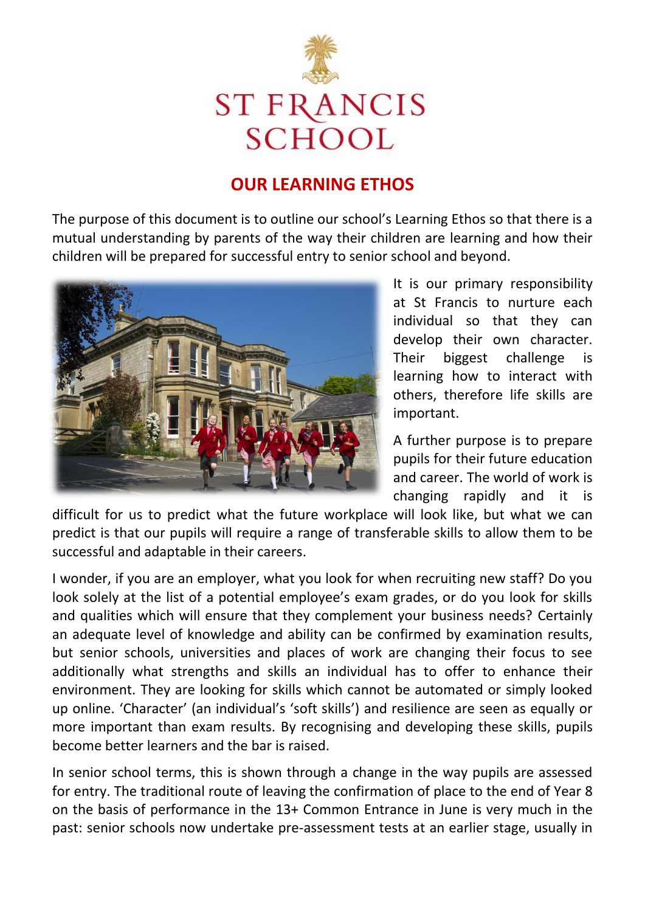# ST FRANCIS SCHOOL

## OUR LEARNING ETHOS

The purpose of this document is to outline our school's Learning Ethos so that there is a mutual understanding by parents of the way their children are learning and how their children will be prepared for successful entry to senior school and beyond.

It is our primary responsibility at St Francis to nurture each individual so that they can develop their own character. Their biggest challenge is learning how to interact with others, therefore life skills are important.

A further purpose is to prepare pupils for their future education and career. The world of work is changing rapidly and it is difficult for us to predict what the future workplace will look like, but what we can predict is that our pupils will require a range of transferable skills to allow them to be successful and adaptable in their careers.

I wonder, if you are an employer, what you look for when recruiting new staff? Do you look solely at the list of a potential employee's exam grades, or do you look for skills and qualities which will ensure that they complement your business needs? Certainly an adequate level of knowledge and ability can be confirmed by examination results, but senior schools, universities and places of work are changing their focus to see additionally what strengths and skills an individual has to offer to enhance their environment. They are looking for skills which cannot be automated or simply looked up online. 'Character' (an individual's 'soft skills') and resilience are seen as equally or more important than exam results. By recognising and developing these skills, pupils become better learners and the bar is raised.

In senior school terms, this is shown through a change in the way pupils are assessed for entry. The traditional route of leaving the confirmation of place to the end of Year 8 on the basis of performance in the 13+ Common Entrance in June is very much in the past: senior schools now undertake pre-assessment tests at an earlier stage, usually in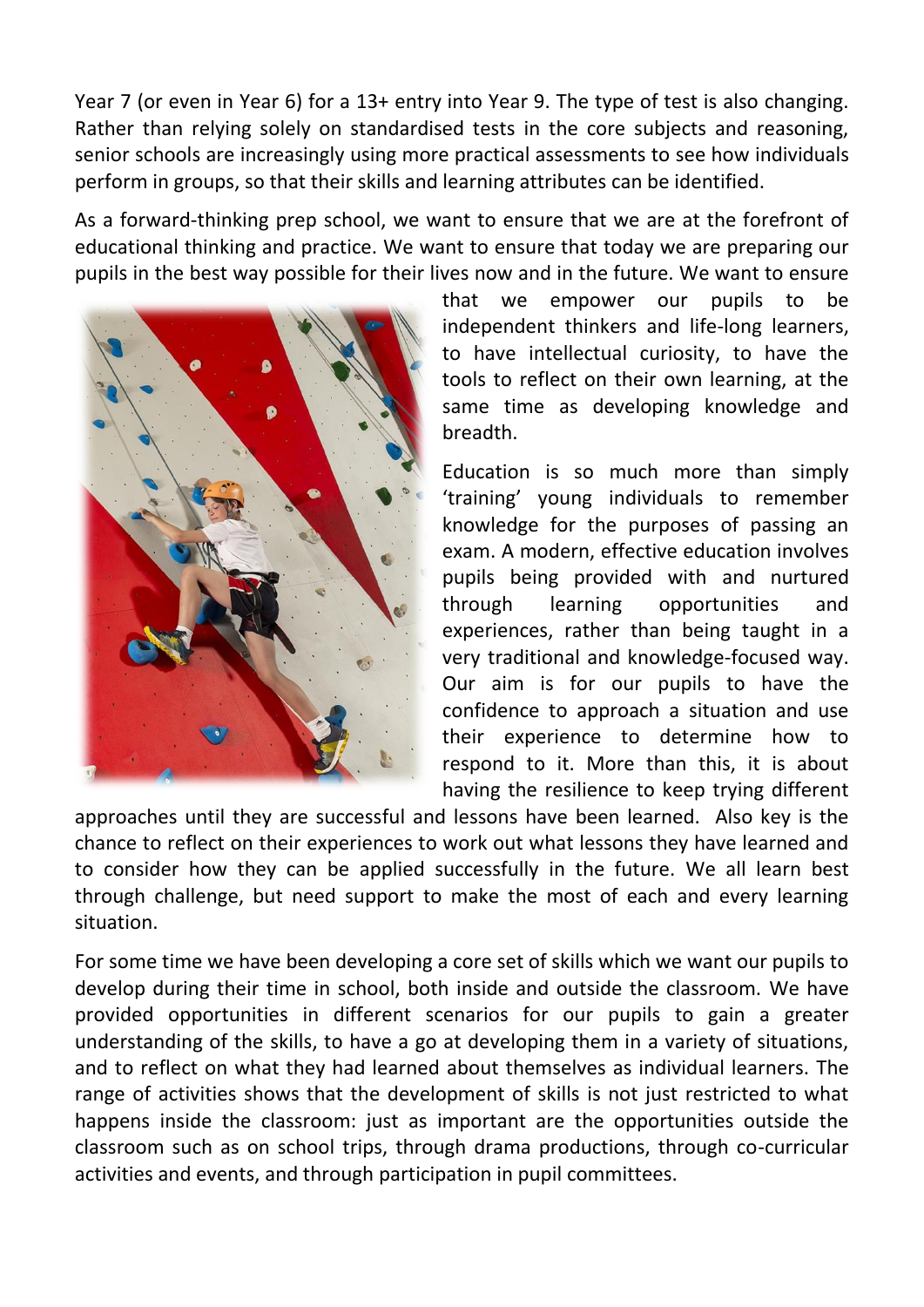Year 7 (or even in Year 6) for a 13+ entry into Year 9. The type of test is also changing. Rather than relying solely on standardised tests in the core subjects and reasoning, senior schools are increasingly using more practical assessments to see how individuals perform in groups, so that their skills and learning attributes can be identified.

As a forward-thinking prep school, we want to ensure that we are at the forefront of educational thinking and practice. We want to ensure that today we are preparing our pupils in the best way possible for their lives now and in the future. We want to ensure that we empower our pupils to be independent thinkers and life-long learners, to have intellectual curiosity, to have the tools to reflect on their own learning, at the same time as developing knowledge and breadth.

Education is so much more than simply 'training' young individuals to remember knowledge for the purposes of passing an exam. A modern, effective education involves pupils being provided with and nurtured through learning opportunities and experiences, rather than being taught in a very traditional and knowledge-focused way. Our aim is for our pupils to have the confidence to approach a situation and use their experience to determine how to respond to it. More than this, it is about having the resilience to keep trying different approaches until they are successful and lessons have been learned. Also key is the chance to reflect on their experiences to work out what lessons they have learned and to consider how they can be applied successfully in the future. We all learn best through challenge, but need support to make the most of each and every learning situation.

For some time we have been developing a core set of skills which we want our pupils to develop during their time in school, both inside and outside the classroom. We have provided opportunities in different scenarios for our pupils to gain a greater understanding of the skills, to have a go at developing them in a variety of situations, and to reflect on what they had learned about themselves as individual learners. The range of activities shows that the development of skills is not just restricted to what happens inside the classroom: just as important are the opportunities outside the classroom such as on school trips, through drama productions, through co-curricular activities and events, and through participation in pupil committees.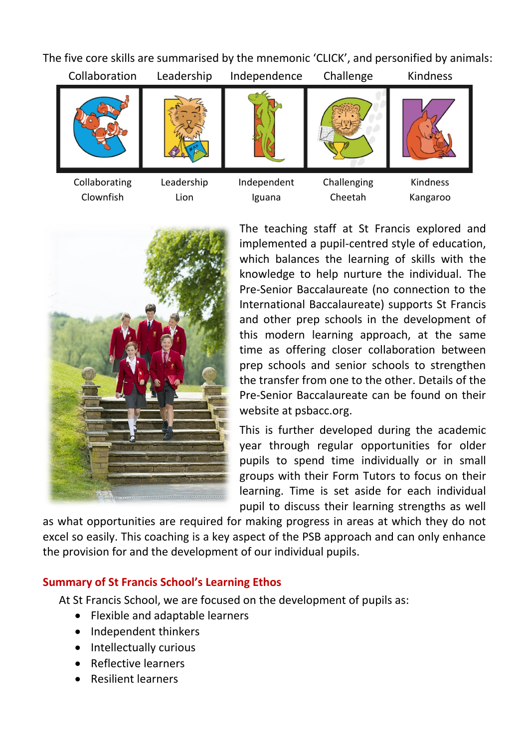The five core skills are summarised by the mnemonic 'CLICK', and personified by animals:

| Collaboration | Leadership | Independence | Challenge | Kindness |
|---|---|---|---|---|
| Collaborating Clownfish | Leadership Lion | Independent Iguana | Challenging Cheetah | Kindness Kangaroo |

The teaching staff at St Francis explored and implemented a pupil-centred style of education, which balances the learning of skills with the knowledge to help nurture the individual. The Pre-Senior Baccalaureate (no connection to the International Baccalaureate) supports St Francis and other prep schools in the development of this modern learning approach, at the same time as offering closer collaboration between prep schools and senior schools to strengthen the transfer from one to the other. Details of the Pre-Senior Baccalaureate can be found on their website at psbacc.org.

This is further developed during the academic year through regular opportunities for older pupils to spend time individually or in small groups with their Form Tutors to focus on their learning. Time is set aside for each individual pupil to discuss their learning strengths as well as what opportunities are required for making progress in areas at which they do not excel so easily. This coaching is a key aspect of the PSB approach and can only enhance the provision for and the development of our individual pupils.

## Summary of St Francis School's Learning Ethos

At St Francis School, we are focused on the development of pupils as:

- Flexible and adaptable learners
- Independent thinkers
- Intellectually curious
- Reflective learners
- Resilient learners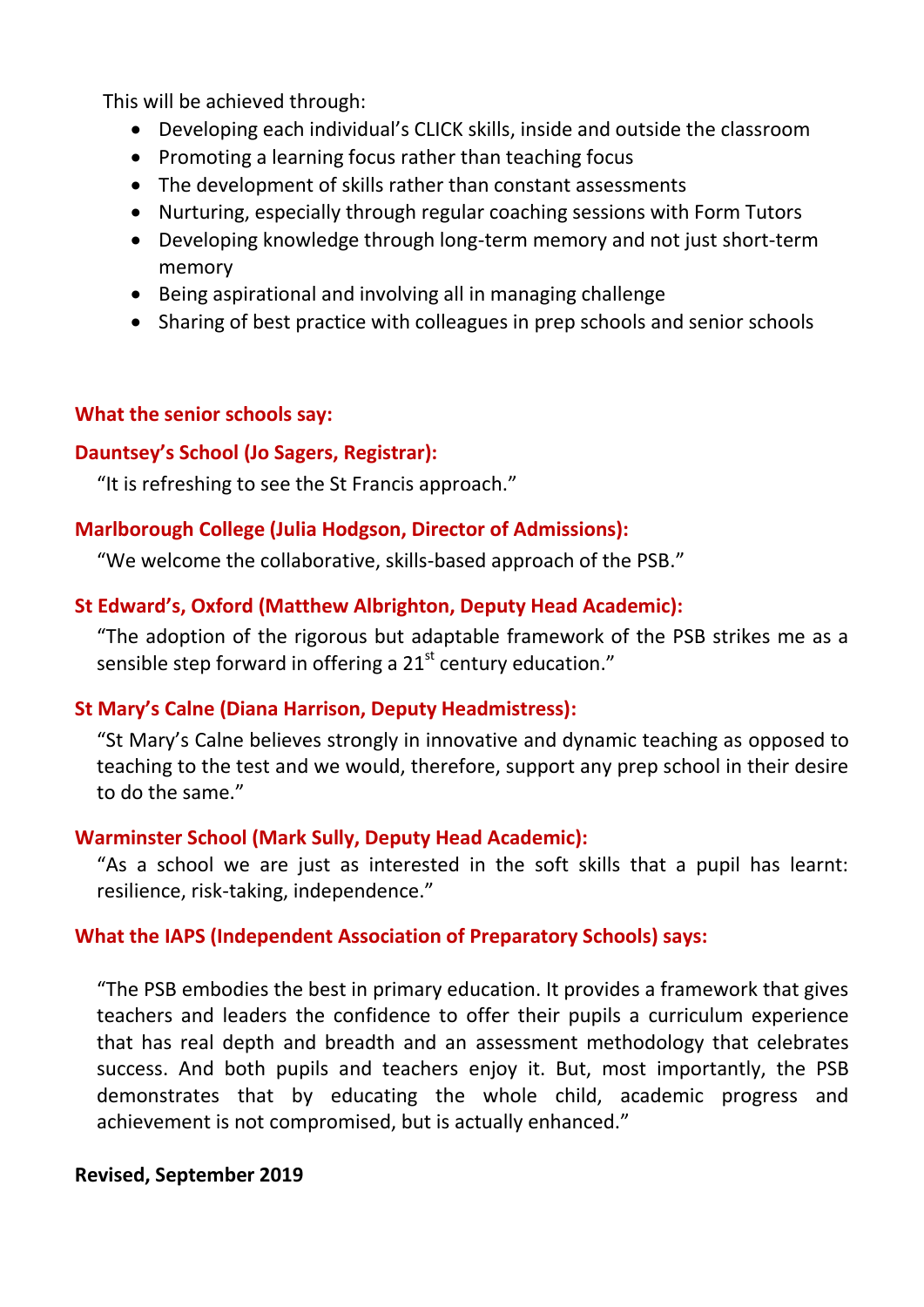This will be achieved through:

- Developing each individual's CLICK skills, inside and outside the classroom
- Promoting a learning focus rather than teaching focus
- The development of skills rather than constant assessments
- Nurturing, especially through regular coaching sessions with Form Tutors
- Developing knowledge through long-term memory and not just short-term memory
- Being aspirational and involving all in managing challenge
- Sharing of best practice with colleagues in prep schools and senior schools

**What the senior schools say:**

**Dauntsey's School (Jo Sagers, Registrar):**

"It is refreshing to see the St Francis approach."

**Marlborough College (Julia Hodgson, Director of Admissions):**

"We welcome the collaborative, skills-based approach of the PSB."

**St Edward's, Oxford (Matthew Albrighton, Deputy Head Academic):**

"The adoption of the rigorous but adaptable framework of the PSB strikes me as a sensible step forward in offering a 21st century education."

**St Mary's Calne (Diana Harrison, Deputy Headmistress):**

"St Mary's Calne believes strongly in innovative and dynamic teaching as opposed to teaching to the test and we would, therefore, support any prep school in their desire to do the same."

**Warminster School (Mark Sully, Deputy Head Academic):**

"As a school we are just as interested in the soft skills that a pupil has learnt: resilience, risk-taking, independence."

**What the IAPS (Independent Association of Preparatory Schools) says:**

"The PSB embodies the best in primary education. It provides a framework that gives teachers and leaders the confidence to offer their pupils a curriculum experience that has real depth and breadth and an assessment methodology that celebrates success. And both pupils and teachers enjoy it. But, most importantly, the PSB demonstrates that by educating the whole child, academic progress and achievement is not compromised, but is actually enhanced."

**Revised, September 2019**